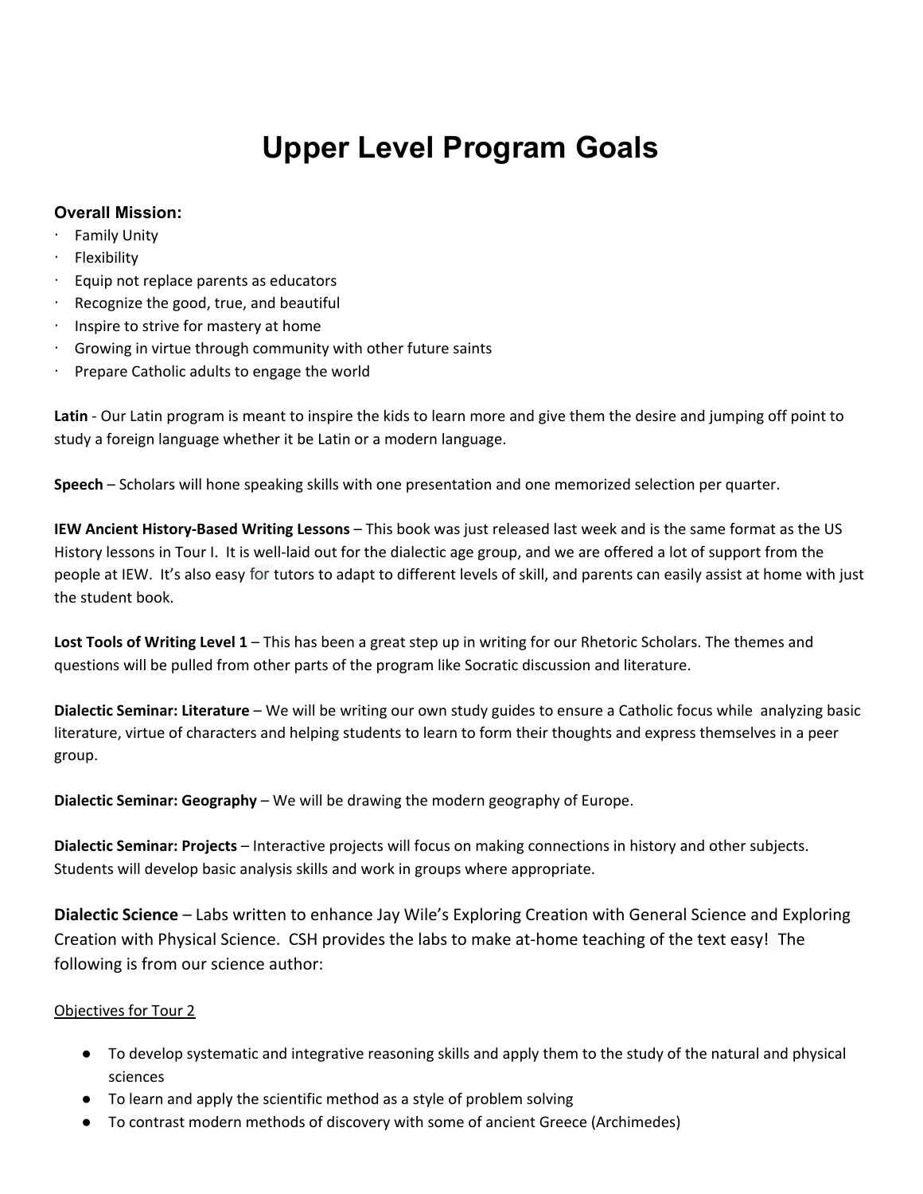# Upper Level Program Goals

### Overall Mission:

- Family Unity
- Flexibility
- Equip not replace parents as educators
- Recognize the good, true, and beautiful
- Inspire to strive for mastery at home
- Growing in virtue through community with other future saints
- Prepare Catholic adults to engage the world

**Latin** - Our Latin program is meant to inspire the kids to learn more and give them the desire and jumping off point to study a foreign language whether it be Latin or a modern language.

**Speech** – Scholars will hone speaking skills with one presentation and one memorized selection per quarter.

**IEW Ancient History-Based Writing Lessons** – This book was just released last week and is the same format as the US History lessons in Tour I. It is well-laid out for the dialectic age group, and we are offered a lot of support from the people at IEW. It's also easy for tutors to adapt to different levels of skill, and parents can easily assist at home with just the student book.

**Lost Tools of Writing Level 1** – This has been a great step up in writing for our Rhetoric Scholars. The themes and questions will be pulled from other parts of the program like Socratic discussion and literature.

**Dialectic Seminar: Literature** – We will be writing our own study guides to ensure a Catholic focus while analyzing basic literature, virtue of characters and helping students to learn to form their thoughts and express themselves in a peer group.

**Dialectic Seminar: Geography** – We will be drawing the modern geography of Europe.

**Dialectic Seminar: Projects** – Interactive projects will focus on making connections in history and other subjects. Students will develop basic analysis skills and work in groups where appropriate.

**Dialectic Science** – Labs written to enhance Jay Wile's Exploring Creation with General Science and Exploring Creation with Physical Science. CSH provides the labs to make at-home teaching of the text easy! The following is from our science author:

<u>Objectives for Tour 2</u>

- To develop systematic and integrative reasoning skills and apply them to the study of the natural and physical sciences
- To learn and apply the scientific method as a style of problem solving
- To contrast modern methods of discovery with some of ancient Greece (Archimedes)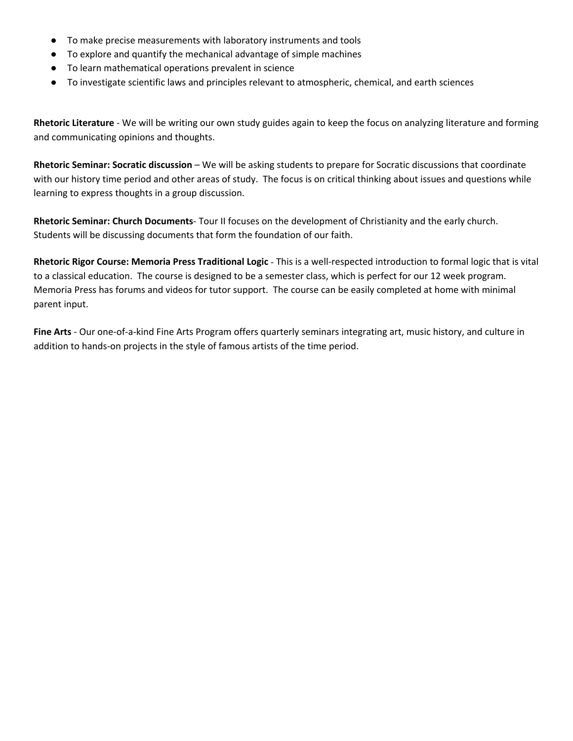- To make precise measurements with laboratory instruments and tools
- To explore and quantify the mechanical advantage of simple machines
- To learn mathematical operations prevalent in science
- To investigate scientific laws and principles relevant to atmospheric, chemical, and earth sciences

**Rhetoric Literature** - We will be writing our own study guides again to keep the focus on analyzing literature and forming and communicating opinions and thoughts.

**Rhetoric Seminar: Socratic discussion** – We will be asking students to prepare for Socratic discussions that coordinate with our history time period and other areas of study. The focus is on critical thinking about issues and questions while learning to express thoughts in a group discussion.

**Rhetoric Seminar: Church Documents**- Tour II focuses on the development of Christianity and the early church. Students will be discussing documents that form the foundation of our faith.

**Rhetoric Rigor Course: Memoria Press Traditional Logic** - This is a well-respected introduction to formal logic that is vital to a classical education. The course is designed to be a semester class, which is perfect for our 12 week program. Memoria Press has forums and videos for tutor support. The course can be easily completed at home with minimal parent input.

**Fine Arts** - Our one-of-a-kind Fine Arts Program offers quarterly seminars integrating art, music history, and culture in addition to hands-on projects in the style of famous artists of the time period.